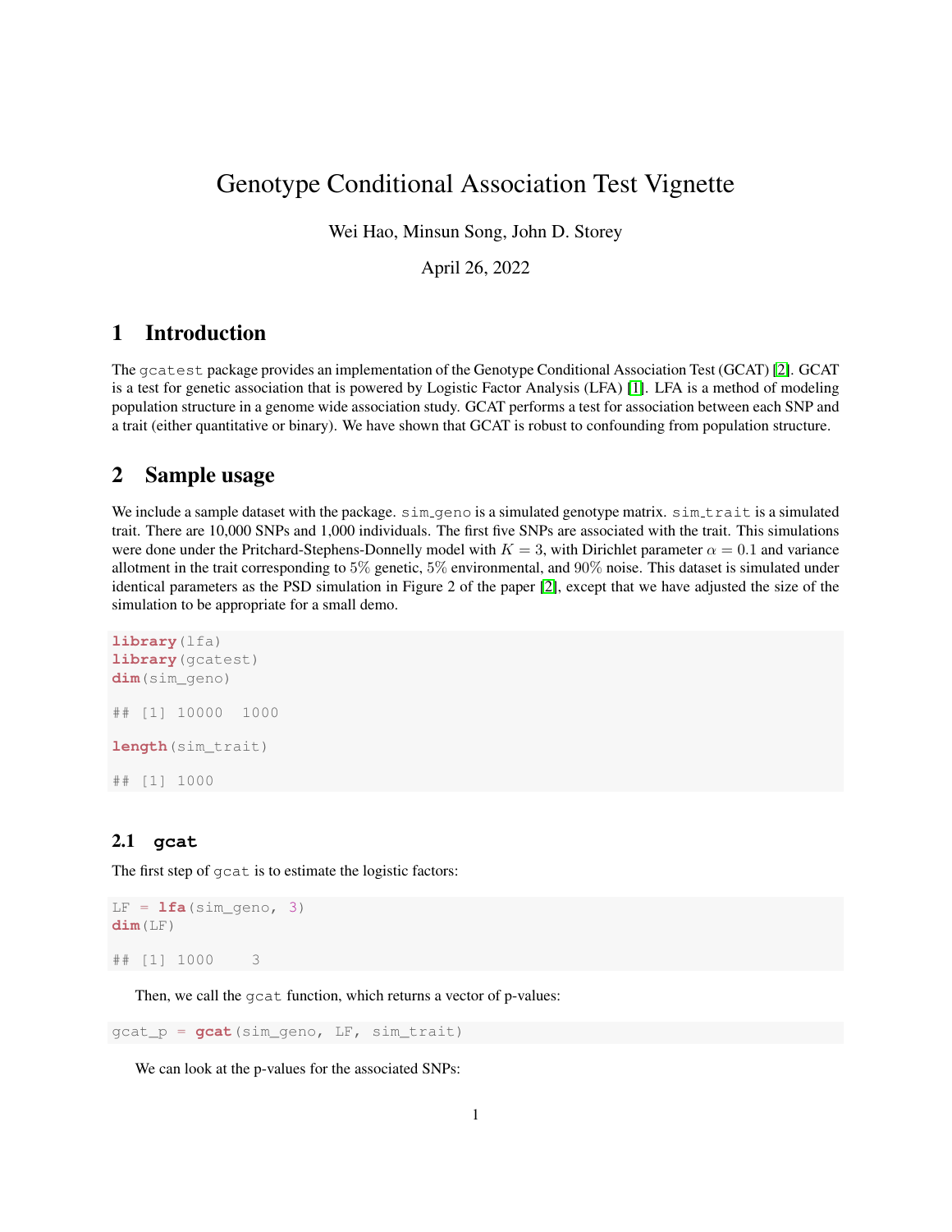# Genotype Conditional Association Test Vignette

Wei Hao, Minsun Song, John D. Storey

April 26, 2022

## 1 Introduction

The `gcatest` package provides an implementation of the Genotype Conditional Association Test (GCAT) [2]. GCAT is a test for genetic association that is powered by Logistic Factor Analysis (LFA) [1]. LFA is a method of modeling population structure in a genome wide association study. GCAT performs a test for association between each SNP and a trait (either quantitative or binary). We have shown that GCAT is robust to confounding from population structure.

## 2 Sample usage

We include a sample dataset with the package. `sim_geno` is a simulated genotype matrix. `sim_trait` is a simulated trait. There are 10,000 SNPs and 1,000 individuals. The first five SNPs are associated with the trait. This simulations were done under the Pritchard-Stephens-Donnelly model with $K = 3$, with Dirichlet parameter $\alpha = 0.1$ and variance allotment in the trait corresponding to $5\%$ genetic, $5\%$ environmental, and $90\%$ noise. This dataset is simulated under identical parameters as the PSD simulation in Figure 2 of the paper [2], except that we have adjusted the size of the simulation to be appropriate for a small demo.

```
library(lfa)
library(gcatest)
dim(sim_geno)

## [1] 10000  1000

length(sim_trait)

## [1] 1000
```

### 2.1 gcat

The first step of `gcat` is to estimate the logistic factors:

```
LF = lfa(sim_geno, 3)
dim(LF)

## [1] 1000    3
```

Then, we call the `gcat` function, which returns a vector of p-values:

```
gcat_p = gcat(sim_geno, LF, sim_trait)
```

We can look at the p-values for the associated SNPs: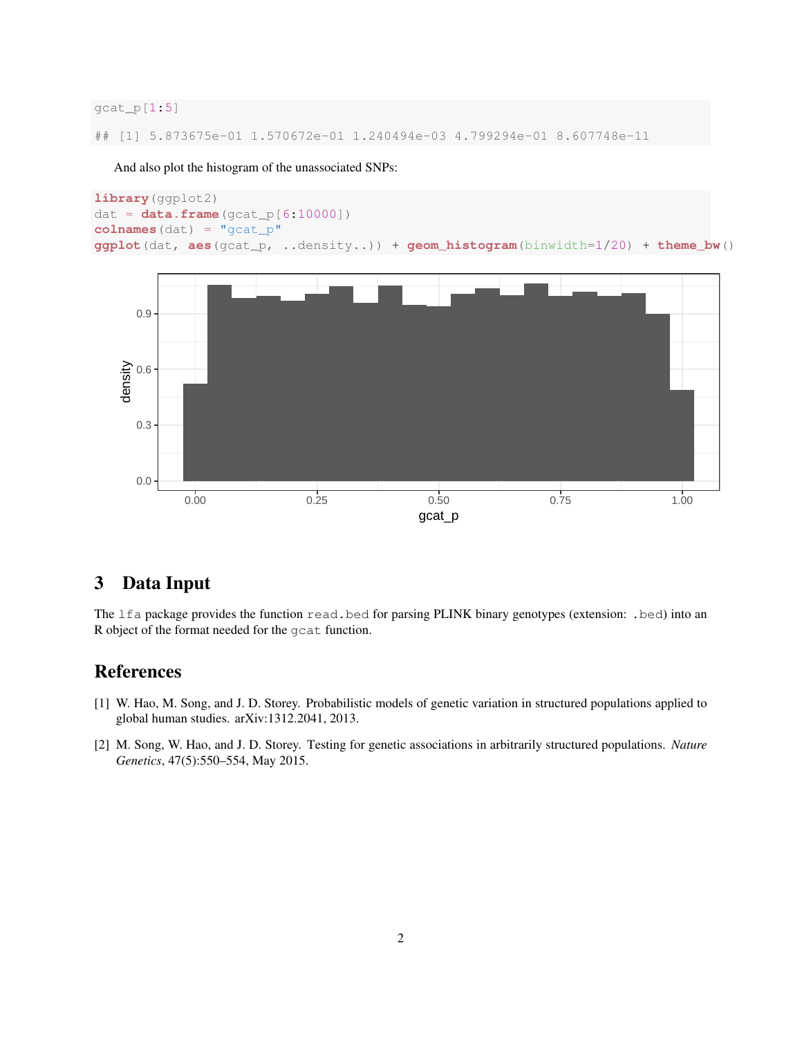```r
gcat_p[1:5]

## [1] 5.873675e-01 1.570672e-01 1.240494e-03 4.799294e-01 8.607748e-11
```

And also plot the histogram of the unassociated SNPs:

```r
library(ggplot2)
dat = data.frame(gcat_p[6:10000])
colnames(dat) = "gcat_p"
ggplot(dat, aes(gcat_p, ..density..)) + geom_histogram(binwidth=1/20) + theme_bw()
```

density

0.0
0.3
0.6
0.9

0.00
0.25
0.50
0.75
1.00

gcat_p

## 3 Data Input

The `lfa` package provides the function `read.bed` for parsing PLINK binary genotypes (extension: `.bed`) into an R object of the format needed for the `gcat` function.

## References

[1] W. Hao, M. Song, and J. D. Storey. Probabilistic models of genetic variation in structured populations applied to global human studies. arXiv:1312.2041, 2013.

[2] M. Song, W. Hao, and J. D. Storey. Testing for genetic associations in arbitrarily structured populations. *Nature Genetics*, 47(5):550–554, May 2015.